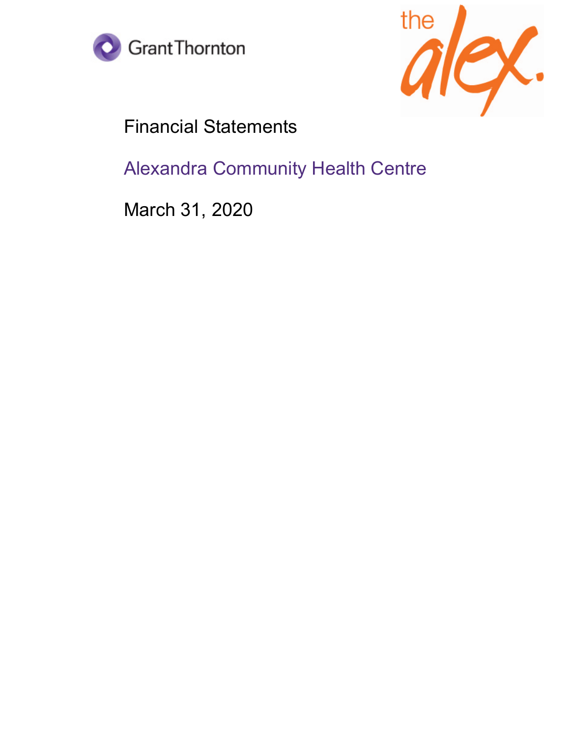Grant Thornton

the alex.

# Financial Statements

## Alexandra Community Health Centre

March 31, 2020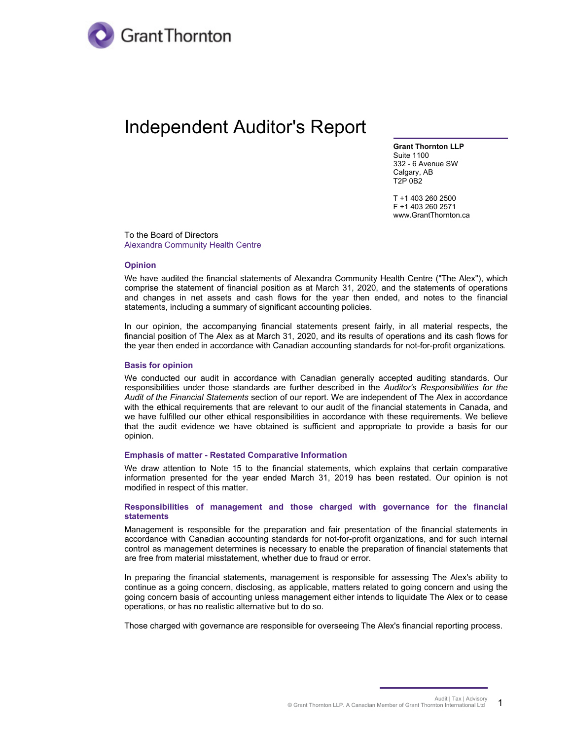# Independent Auditor's Report

**Grant Thornton LLP**
Suite 1100
332 - 6 Avenue SW
Calgary, AB
T2P 0B2

T +1 403 260 2500
F +1 403 260 2571
www.GrantThornton.ca

To the Board of Directors
Alexandra Community Health Centre

## Opinion

We have audited the financial statements of Alexandra Community Health Centre ("The Alex"), which comprise the statement of financial position as at March 31, 2020, and the statements of operations and changes in net assets and cash flows for the year then ended, and notes to the financial statements, including a summary of significant accounting policies.

In our opinion, the accompanying financial statements present fairly, in all material respects, the financial position of The Alex as at March 31, 2020, and its results of operations and its cash flows for the year then ended in accordance with Canadian accounting standards for not-for-profit organizations.

## Basis for opinion

We conducted our audit in accordance with Canadian generally accepted auditing standards. Our responsibilities under those standards are further described in the *Auditor's Responsibilities for the Audit of the Financial Statements* section of our report. We are independent of The Alex in accordance with the ethical requirements that are relevant to our audit of the financial statements in Canada, and we have fulfilled our other ethical responsibilities in accordance with these requirements. We believe that the audit evidence we have obtained is sufficient and appropriate to provide a basis for our opinion.

## Emphasis of matter - Restated Comparative Information

We draw attention to Note 15 to the financial statements, which explains that certain comparative information presented for the year ended March 31, 2019 has been restated. Our opinion is not modified in respect of this matter.

## Responsibilities of management and those charged with governance for the financial statements

Management is responsible for the preparation and fair presentation of the financial statements in accordance with Canadian accounting standards for not-for-profit organizations, and for such internal control as management determines is necessary to enable the preparation of financial statements that are free from material misstatement, whether due to fraud or error.

In preparing the financial statements, management is responsible for assessing The Alex's ability to continue as a going concern, disclosing, as applicable, matters related to going concern and using the going concern basis of accounting unless management either intends to liquidate The Alex or to cease operations, or has no realistic alternative but to do so.

Those charged with governance are responsible for overseeing The Alex's financial reporting process.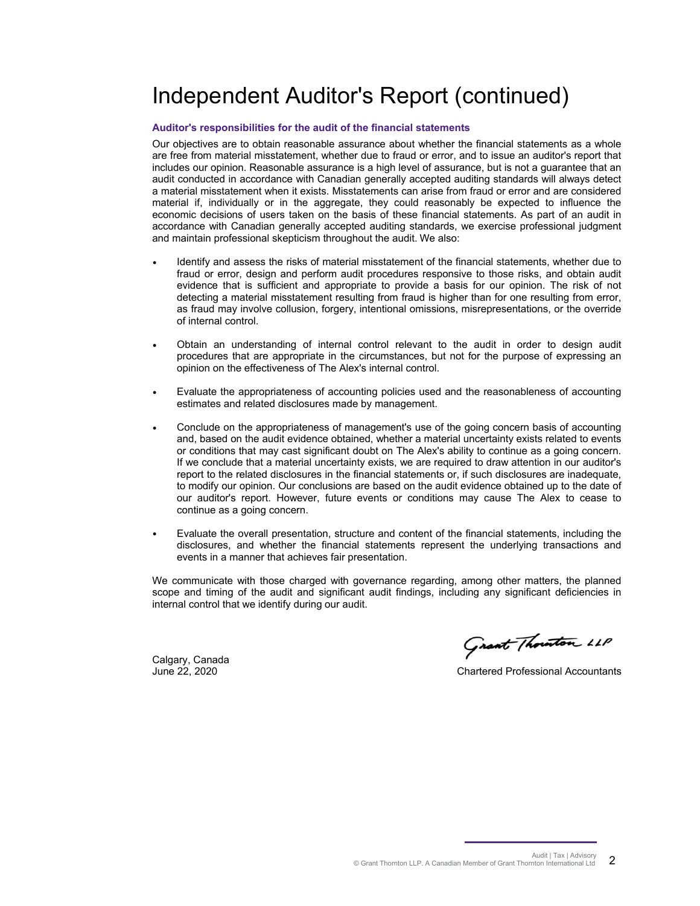# Independent Auditor's Report (continued)

**Auditor's responsibilities for the audit of the financial statements**

Our objectives are to obtain reasonable assurance about whether the financial statements as a whole are free from material misstatement, whether due to fraud or error, and to issue an auditor's report that includes our opinion. Reasonable assurance is a high level of assurance, but is not a guarantee that an audit conducted in accordance with Canadian generally accepted auditing standards will always detect a material misstatement when it exists. Misstatements can arise from fraud or error and are considered material if, individually or in the aggregate, they could reasonably be expected to influence the economic decisions of users taken on the basis of these financial statements. As part of an audit in accordance with Canadian generally accepted auditing standards, we exercise professional judgment and maintain professional skepticism throughout the audit. We also:

- Identify and assess the risks of material misstatement of the financial statements, whether due to fraud or error, design and perform audit procedures responsive to those risks, and obtain audit evidence that is sufficient and appropriate to provide a basis for our opinion. The risk of not detecting a material misstatement resulting from fraud is higher than for one resulting from error, as fraud may involve collusion, forgery, intentional omissions, misrepresentations, or the override of internal control.

- Obtain an understanding of internal control relevant to the audit in order to design audit procedures that are appropriate in the circumstances, but not for the purpose of expressing an opinion on the effectiveness of The Alex's internal control.

- Evaluate the appropriateness of accounting policies used and the reasonableness of accounting estimates and related disclosures made by management.

- Conclude on the appropriateness of management's use of the going concern basis of accounting and, based on the audit evidence obtained, whether a material uncertainty exists related to events or conditions that may cast significant doubt on The Alex's ability to continue as a going concern. If we conclude that a material uncertainty exists, we are required to draw attention in our auditor's report to the related disclosures in the financial statements or, if such disclosures are inadequate, to modify our opinion. Our conclusions are based on the audit evidence obtained up to the date of our auditor's report. However, future events or conditions may cause The Alex to cease to continue as a going concern.

- Evaluate the overall presentation, structure and content of the financial statements, including the disclosures, and whether the financial statements represent the underlying transactions and events in a manner that achieves fair presentation.

We communicate with those charged with governance regarding, among other matters, the planned scope and timing of the audit and significant audit findings, including any significant deficiencies in internal control that we identify during our audit.

Grant Thornton LLP

Calgary, Canada
June 22, 2020

Chartered Professional Accountants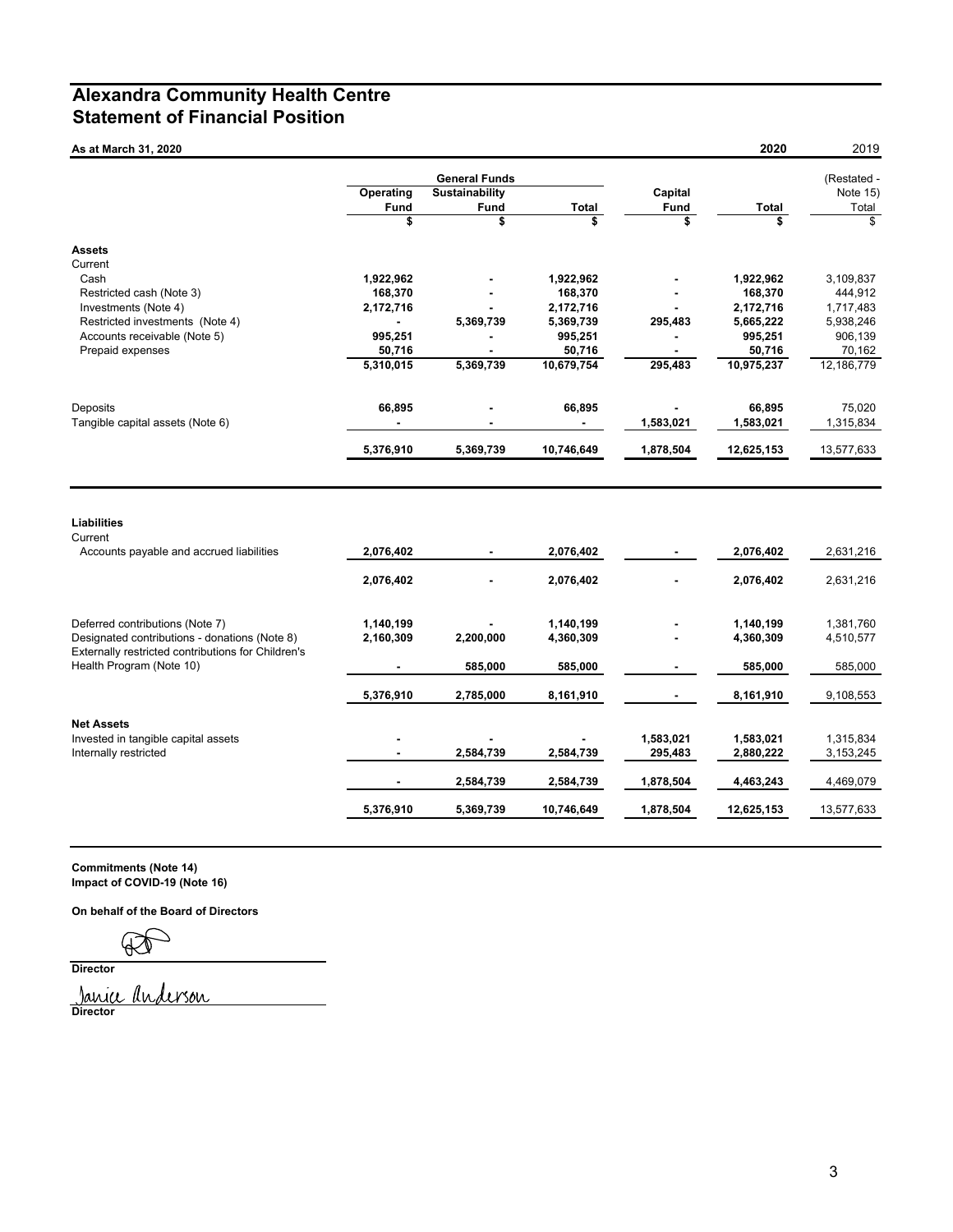# Alexandra Community Health Centre
# Statement of Financial Position

**As at March 31, 2020**

| | General Funds | | | | **2020** | 2019 |
|---|---|---|---|---|---|---|
| | **Operating Fund** | **Sustainability Fund** | **Total** | **Capital Fund** | **Total** | (Restated - Note 15) Total |
| | **$** | **$** | **$** | **$** | **$** | $ |
| **Assets** | | | | | | |
| Current | | | | | | |
| Cash | **1,922,962** | **-** | **1,922,962** | **-** | **1,922,962** | 3,109,837 |
| Restricted cash (Note 3) | **168,370** | **-** | **168,370** | **-** | **168,370** | 444,912 |
| Investments (Note 4) | **2,172,716** | **-** | **2,172,716** | **-** | **2,172,716** | 1,717,483 |
| Restricted investments (Note 4) | **-** | **5,369,739** | **5,369,739** | **295,483** | **5,665,222** | 5,938,246 |
| Accounts receivable (Note 5) | **995,251** | **-** | **995,251** | **-** | **995,251** | 906,139 |
| Prepaid expenses | **50,716** | **-** | **50,716** | **-** | **50,716** | 70,162 |
| | **5,310,015** | **5,369,739** | **10,679,754** | **295,483** | **10,975,237** | 12,186,779 |
| Deposits | **66,895** | **-** | **66,895** | **-** | **66,895** | 75,020 |
| Tangible capital assets (Note 6) | **-** | **-** | **-** | **1,583,021** | **1,583,021** | 1,315,834 |
| | **5,376,910** | **5,369,739** | **10,746,649** | **1,878,504** | **12,625,153** | 13,577,633 |
| **Liabilities** | | | | | | |
| Current | | | | | | |
| Accounts payable and accrued liabilities | **2,076,402** | **-** | **2,076,402** | **-** | **2,076,402** | 2,631,216 |
| | **2,076,402** | **-** | **2,076,402** | **-** | **2,076,402** | 2,631,216 |
| Deferred contributions (Note 7) | **1,140,199** | **-** | **1,140,199** | **-** | **1,140,199** | 1,381,760 |
| Designated contributions - donations (Note 8) | **2,160,309** | **2,200,000** | **4,360,309** | **-** | **4,360,309** | 4,510,577 |
| Externally restricted contributions for Children's Health Program (Note 10) | **-** | **585,000** | **585,000** | **-** | **585,000** | 585,000 |
| | **5,376,910** | **2,785,000** | **8,161,910** | **-** | **8,161,910** | 9,108,553 |
| **Net Assets** | | | | | | |
| Invested in tangible capital assets | **-** | **-** | **-** | **1,583,021** | **1,583,021** | 1,315,834 |
| Internally restricted | **-** | **2,584,739** | **2,584,739** | **295,483** | **2,880,222** | 3,153,245 |
| | **-** | **2,584,739** | **2,584,739** | **1,878,504** | **4,463,243** | 4,469,079 |
| | **5,376,910** | **5,369,739** | **10,746,649** | **1,878,504** | **12,625,153** | 13,577,633 |

**Commitments (Note 14)**
**Impact of COVID-19 (Note 16)**

**On behalf of the Board of Directors**

**Director**

Janice Anderson
**Director**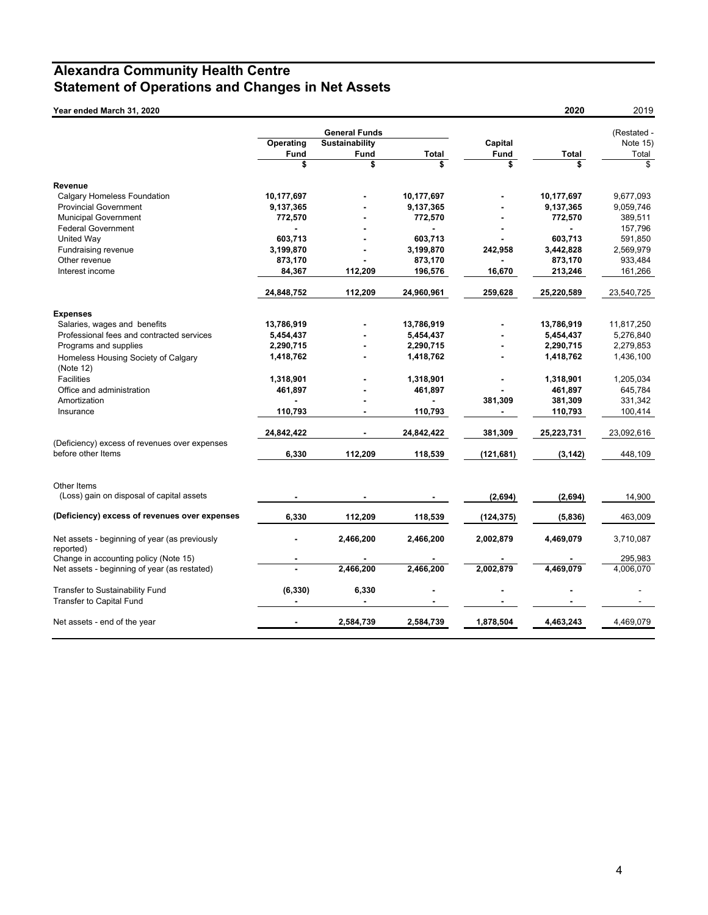# Alexandra Community Health Centre
## Statement of Operations and Changes in Net Assets

**Year ended March 31, 2020**

| | General Funds | | | | **2020** | 2019 |
|---|---|---|---|---|---|---|
| | **Operating Fund** | **Sustainability Fund** | **Total** | **Capital Fund** | **Total** | (Restated - Note 15) Total |
| | **$** | **$** | **$** | **$** | **$** | $ |
| **Revenue** | | | | | | |
| Calgary Homeless Foundation | **10,177,697** | **-** | **10,177,697** | **-** | **10,177,697** | 9,677,093 |
| Provincial Government | **9,137,365** | **-** | **9,137,365** | **-** | **9,137,365** | 9,059,746 |
| Municipal Government | **772,570** | **-** | **772,570** | **-** | **772,570** | 389,511 |
| Federal Government | **-** | **-** | **-** | **-** | **-** | 157,796 |
| United Way | **603,713** | **-** | **603,713** | **-** | **603,713** | 591,850 |
| Fundraising revenue | **3,199,870** | **-** | **3,199,870** | **242,958** | **3,442,828** | 2,569,979 |
| Other revenue | **873,170** | **-** | **873,170** | **-** | **873,170** | 933,484 |
| Interest income | **84,367** | **112,209** | **196,576** | **16,670** | **213,246** | 161,266 |
| | **24,848,752** | **112,209** | **24,960,961** | **259,628** | **25,220,589** | 23,540,725 |
| **Expenses** | | | | | | |
| Salaries, wages and benefits | **13,786,919** | **-** | **13,786,919** | **-** | **13,786,919** | 11,817,250 |
| Professional fees and contracted services | **5,454,437** | **-** | **5,454,437** | **-** | **5,454,437** | 5,276,840 |
| Programs and supplies | **2,290,715** | **-** | **2,290,715** | **-** | **2,290,715** | 2,279,853 |
| Homeless Housing Society of Calgary (Note 12) | **1,418,762** | **-** | **1,418,762** | **-** | **1,418,762** | 1,436,100 |
| Facilities | **1,318,901** | **-** | **1,318,901** | **-** | **1,318,901** | 1,205,034 |
| Office and administration | **461,897** | **-** | **461,897** | **-** | **461,897** | 645,784 |
| Amortization | **-** | **-** | **-** | **381,309** | **381,309** | 331,342 |
| Insurance | **110,793** | **-** | **110,793** | **-** | **110,793** | 100,414 |
| | **24,842,422** | **-** | **24,842,422** | **381,309** | **25,223,731** | 23,092,616 |
| (Deficiency) excess of revenues over expenses before other Items | **6,330** | **112,209** | **118,539** | **(121,681)** | **(3,142)** | 448,109 |
| Other Items | | | | | | |
| (Loss) gain on disposal of capital assets | **-** | **-** | **-** | **(2,694)** | **(2,694)** | 14,900 |
| **(Deficiency) excess of revenues over expenses** | **6,330** | **112,209** | **118,539** | **(124,375)** | **(5,836)** | 463,009 |
| Net assets - beginning of year (as previously reported) | **-** | **2,466,200** | **2,466,200** | **2,002,879** | **4,469,079** | 3,710,087 |
| Change in accounting policy (Note 15) | **-** | **-** | **-** | **-** | **-** | 295,983 |
| Net assets - beginning of year (as restated) | **-** | **2,466,200** | **2,466,200** | **2,002,879** | **4,469,079** | 4,006,070 |
| Transfer to Sustainability Fund | **(6,330)** | **6,330** | **-** | **-** | **-** | - |
| Transfer to Capital Fund | **-** | **-** | **-** | **-** | **-** | - |
| Net assets - end of the year | **-** | **2,584,739** | **2,584,739** | **1,878,504** | **4,463,243** | 4,469,079 |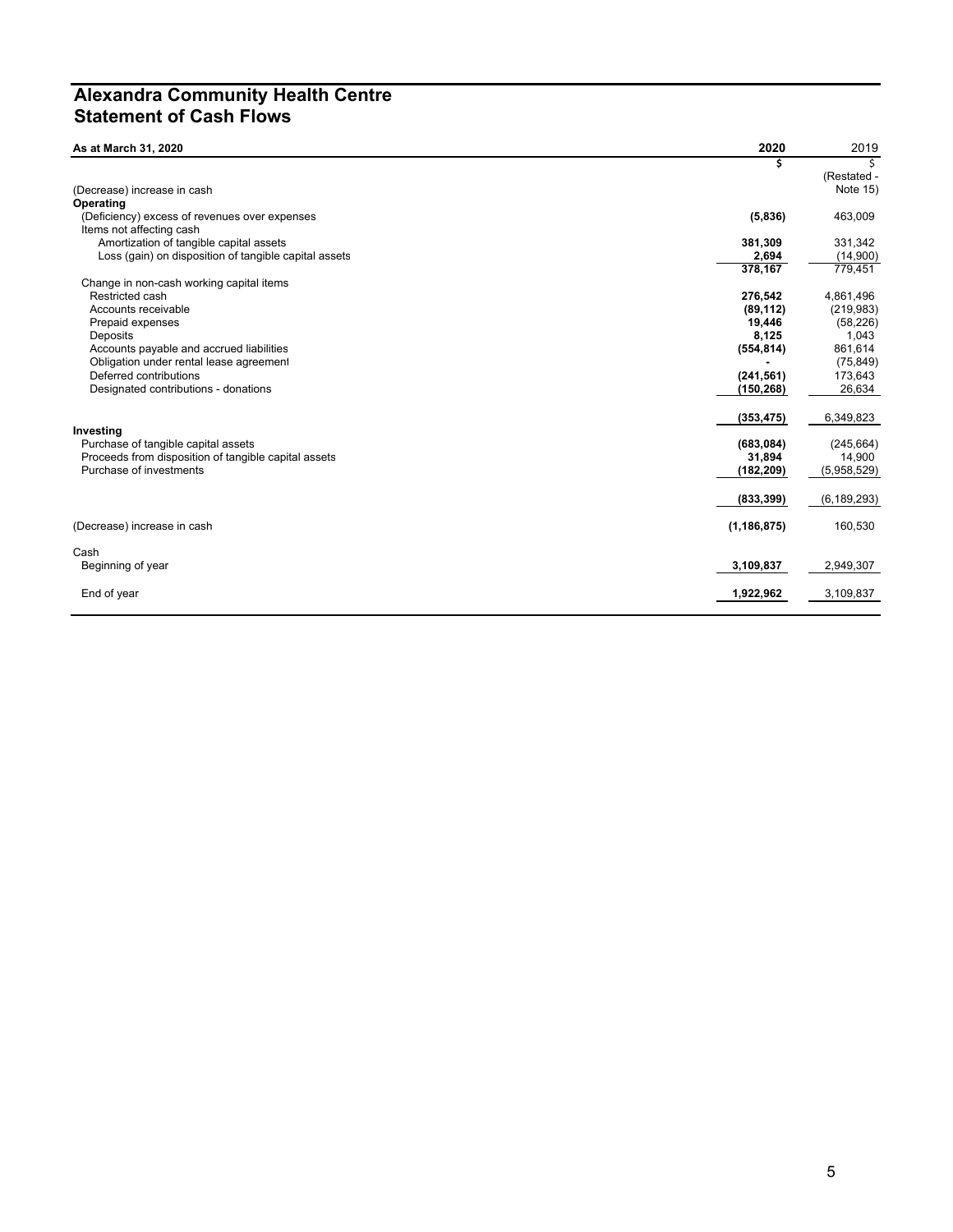# Alexandra Community Health Centre
## Statement of Cash Flows

| As at March 31, 2020 | 2020 | 2019 |
|---|---|---|
| | $ | $ (Restated - Note 15) |
| (Decrease) increase in cash | | |
| **Operating** | | |
| (Deficiency) excess of revenues over expenses | **(5,836)** | 463,009 |
| Items not affecting cash | | |
| Amortization of tangible capital assets | **381,309** | 331,342 |
| Loss (gain) on disposition of tangible capital assets | **2,694** | (14,900) |
| | **378,167** | 779,451 |
| Change in non-cash working capital items | | |
| Restricted cash | **276,542** | 4,861,496 |
| Accounts receivable | **(89,112)** | (219,983) |
| Prepaid expenses | **19,446** | (58,226) |
| Deposits | **8,125** | 1,043 |
| Accounts payable and accrued liabilities | **(554,814)** | 861,614 |
| Obligation under rental lease agreement | **-** | (75,849) |
| Deferred contributions | **(241,561)** | 173,643 |
| Designated contributions - donations | **(150,268)** | 26,634 |
| | **(353,475)** | 6,349,823 |
| **Investing** | | |
| Purchase of tangible capital assets | **(683,084)** | (245,664) |
| Proceeds from disposition of tangible capital assets | **31,894** | 14,900 |
| Purchase of investments | **(182,209)** | (5,958,529) |
| | **(833,399)** | (6,189,293) |
| (Decrease) increase in cash | **(1,186,875)** | 160,530 |
| Cash | | |
| Beginning of year | **3,109,837** | 2,949,307 |
| End of year | **1,922,962** | 3,109,837 |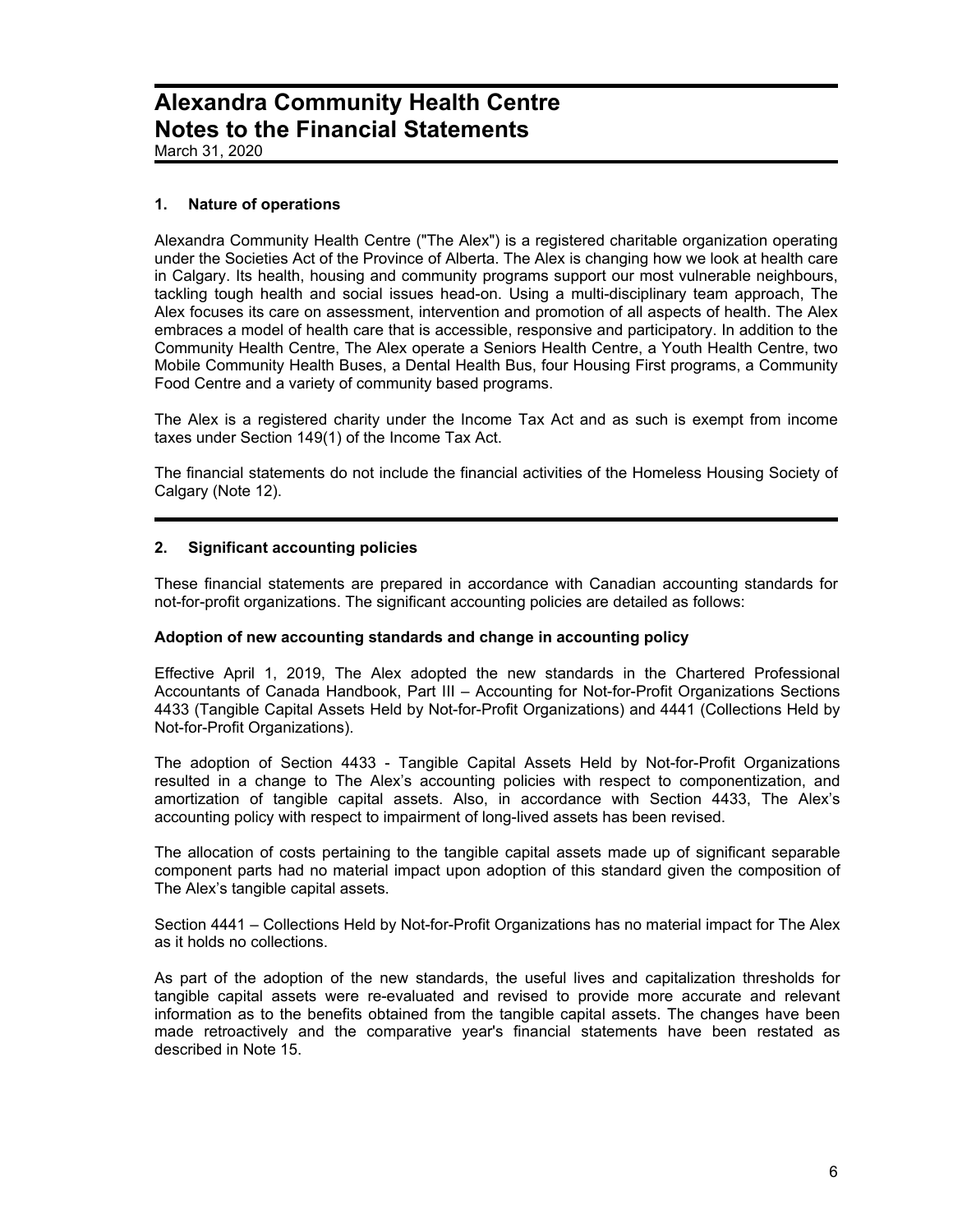# Alexandra Community Health Centre
# Notes to the Financial Statements

March 31, 2020

## 1. Nature of operations

Alexandra Community Health Centre ("The Alex") is a registered charitable organization operating under the Societies Act of the Province of Alberta. The Alex is changing how we look at health care in Calgary. Its health, housing and community programs support our most vulnerable neighbours, tackling tough health and social issues head-on. Using a multi-disciplinary team approach, The Alex focuses its care on assessment, intervention and promotion of all aspects of health. The Alex embraces a model of health care that is accessible, responsive and participatory. In addition to the Community Health Centre, The Alex operate a Seniors Health Centre, a Youth Health Centre, two Mobile Community Health Buses, a Dental Health Bus, four Housing First programs, a Community Food Centre and a variety of community based programs.

The Alex is a registered charity under the Income Tax Act and as such is exempt from income taxes under Section 149(1) of the Income Tax Act.

The financial statements do not include the financial activities of the Homeless Housing Society of Calgary (Note 12).

## 2. Significant accounting policies

These financial statements are prepared in accordance with Canadian accounting standards for not-for-profit organizations. The significant accounting policies are detailed as follows:

### Adoption of new accounting standards and change in accounting policy

Effective April 1, 2019, The Alex adopted the new standards in the Chartered Professional Accountants of Canada Handbook, Part III – Accounting for Not-for-Profit Organizations Sections 4433 (Tangible Capital Assets Held by Not-for-Profit Organizations) and 4441 (Collections Held by Not-for-Profit Organizations).

The adoption of Section 4433 - Tangible Capital Assets Held by Not-for-Profit Organizations resulted in a change to The Alex's accounting policies with respect to componentization, and amortization of tangible capital assets. Also, in accordance with Section 4433, The Alex's accounting policy with respect to impairment of long-lived assets has been revised.

The allocation of costs pertaining to the tangible capital assets made up of significant separable component parts had no material impact upon adoption of this standard given the composition of The Alex's tangible capital assets.

Section 4441 – Collections Held by Not-for-Profit Organizations has no material impact for The Alex as it holds no collections.

As part of the adoption of the new standards, the useful lives and capitalization thresholds for tangible capital assets were re-evaluated and revised to provide more accurate and relevant information as to the benefits obtained from the tangible capital assets. The changes have been made retroactively and the comparative year's financial statements have been restated as described in Note 15.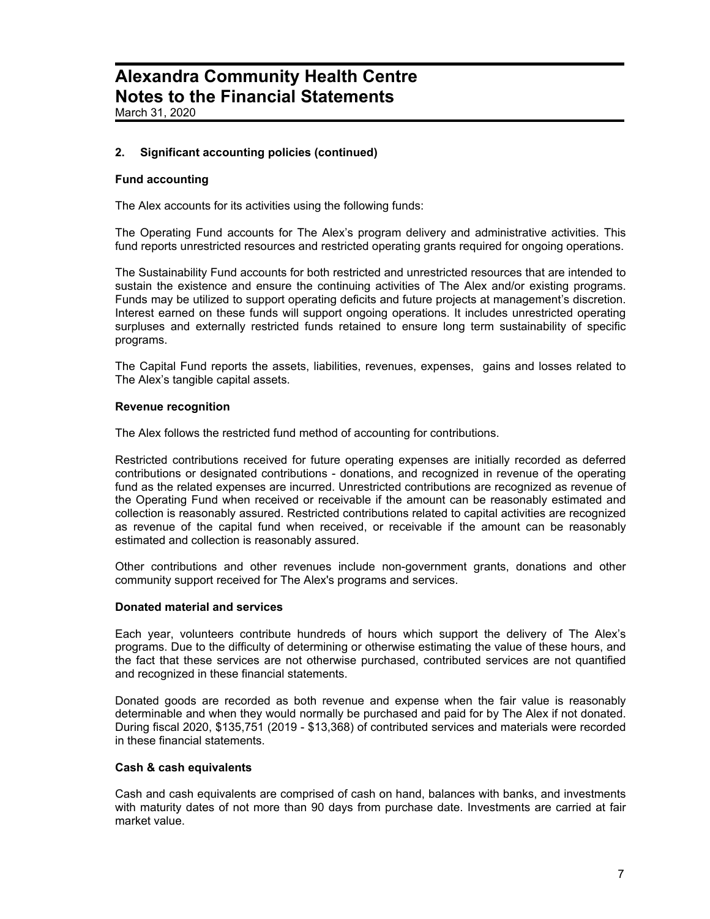# Alexandra Community Health Centre
# Notes to the Financial Statements

March 31, 2020

## 2. Significant accounting policies (continued)

### Fund accounting

The Alex accounts for its activities using the following funds:

The Operating Fund accounts for The Alex's program delivery and administrative activities. This fund reports unrestricted resources and restricted operating grants required for ongoing operations.

The Sustainability Fund accounts for both restricted and unrestricted resources that are intended to sustain the existence and ensure the continuing activities of The Alex and/or existing programs. Funds may be utilized to support operating deficits and future projects at management's discretion. Interest earned on these funds will support ongoing operations. It includes unrestricted operating surpluses and externally restricted funds retained to ensure long term sustainability of specific programs.

The Capital Fund reports the assets, liabilities, revenues, expenses, gains and losses related to The Alex's tangible capital assets.

### Revenue recognition

The Alex follows the restricted fund method of accounting for contributions.

Restricted contributions received for future operating expenses are initially recorded as deferred contributions or designated contributions - donations, and recognized in revenue of the operating fund as the related expenses are incurred. Unrestricted contributions are recognized as revenue of the Operating Fund when received or receivable if the amount can be reasonably estimated and collection is reasonably assured. Restricted contributions related to capital activities are recognized as revenue of the capital fund when received, or receivable if the amount can be reasonably estimated and collection is reasonably assured.

Other contributions and other revenues include non-government grants, donations and other community support received for The Alex's programs and services.

### Donated material and services

Each year, volunteers contribute hundreds of hours which support the delivery of The Alex's programs. Due to the difficulty of determining or otherwise estimating the value of these hours, and the fact that these services are not otherwise purchased, contributed services are not quantified and recognized in these financial statements.

Donated goods are recorded as both revenue and expense when the fair value is reasonably determinable and when they would normally be purchased and paid for by The Alex if not donated. During fiscal 2020, $135,751 (2019 - $13,368) of contributed services and materials were recorded in these financial statements.

### Cash & cash equivalents

Cash and cash equivalents are comprised of cash on hand, balances with banks, and investments with maturity dates of not more than 90 days from purchase date. Investments are carried at fair market value.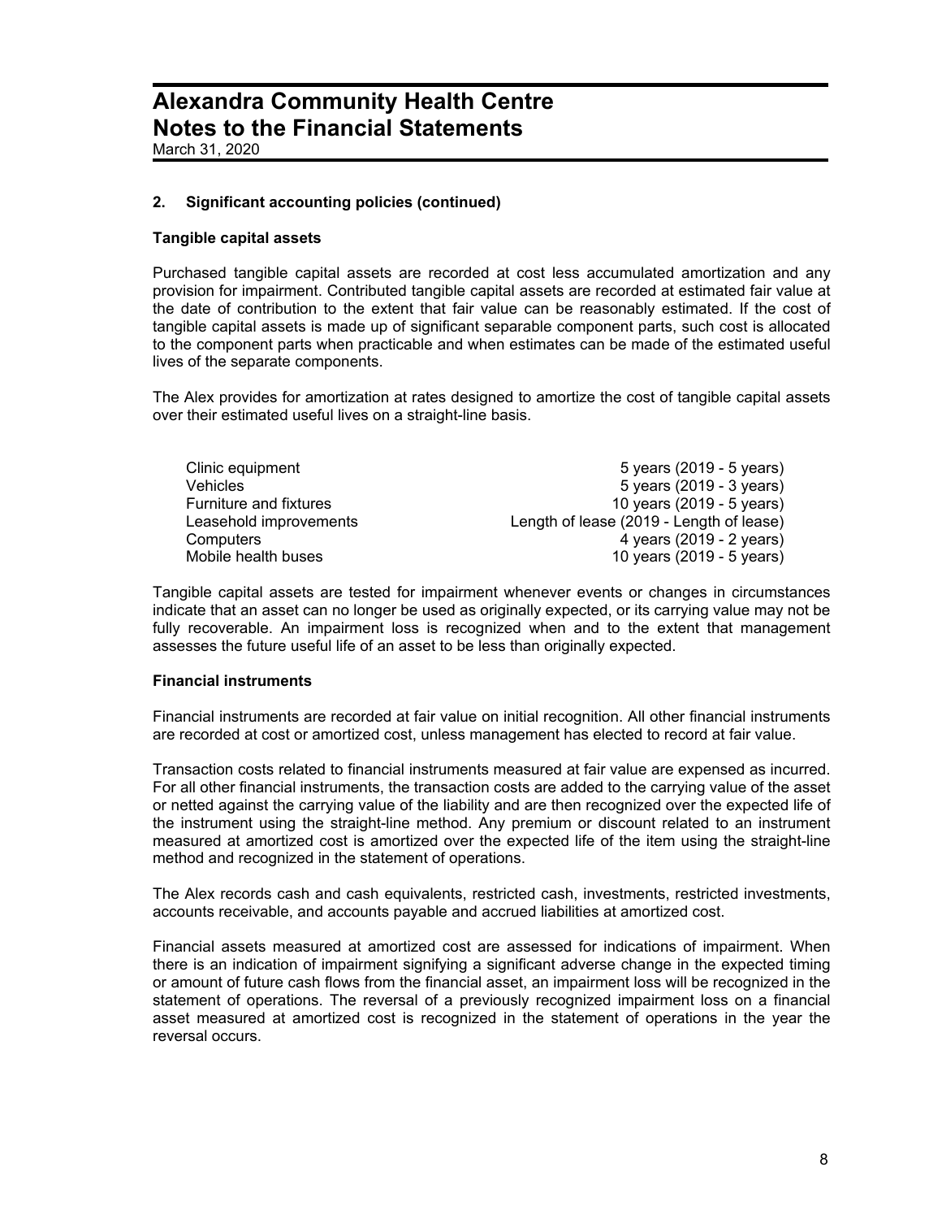# Alexandra Community Health Centre
# Notes to the Financial Statements

March 31, 2020

## 2. Significant accounting policies (continued)

### Tangible capital assets

Purchased tangible capital assets are recorded at cost less accumulated amortization and any provision for impairment. Contributed tangible capital assets are recorded at estimated fair value at the date of contribution to the extent that fair value can be reasonably estimated. If the cost of tangible capital assets is made up of significant separable component parts, such cost is allocated to the component parts when practicable and when estimates can be made of the estimated useful lives of the separate components.

The Alex provides for amortization at rates designed to amortize the cost of tangible capital assets over their estimated useful lives on a straight-line basis.

| | |
|---|---|
| Clinic equipment | 5 years (2019 - 5 years) |
| Vehicles | 5 years (2019 - 3 years) |
| Furniture and fixtures | 10 years (2019 - 5 years) |
| Leasehold improvements | Length of lease (2019 - Length of lease) |
| Computers | 4 years (2019 - 2 years) |
| Mobile health buses | 10 years (2019 - 5 years) |

Tangible capital assets are tested for impairment whenever events or changes in circumstances indicate that an asset can no longer be used as originally expected, or its carrying value may not be fully recoverable. An impairment loss is recognized when and to the extent that management assesses the future useful life of an asset to be less than originally expected.

### Financial instruments

Financial instruments are recorded at fair value on initial recognition. All other financial instruments are recorded at cost or amortized cost, unless management has elected to record at fair value.

Transaction costs related to financial instruments measured at fair value are expensed as incurred. For all other financial instruments, the transaction costs are added to the carrying value of the asset or netted against the carrying value of the liability and are then recognized over the expected life of the instrument using the straight-line method. Any premium or discount related to an instrument measured at amortized cost is amortized over the expected life of the item using the straight-line method and recognized in the statement of operations.

The Alex records cash and cash equivalents, restricted cash, investments, restricted investments, accounts receivable, and accounts payable and accrued liabilities at amortized cost.

Financial assets measured at amortized cost are assessed for indications of impairment. When there is an indication of impairment signifying a significant adverse change in the expected timing or amount of future cash flows from the financial asset, an impairment loss will be recognized in the statement of operations. The reversal of a previously recognized impairment loss on a financial asset measured at amortized cost is recognized in the statement of operations in the year the reversal occurs.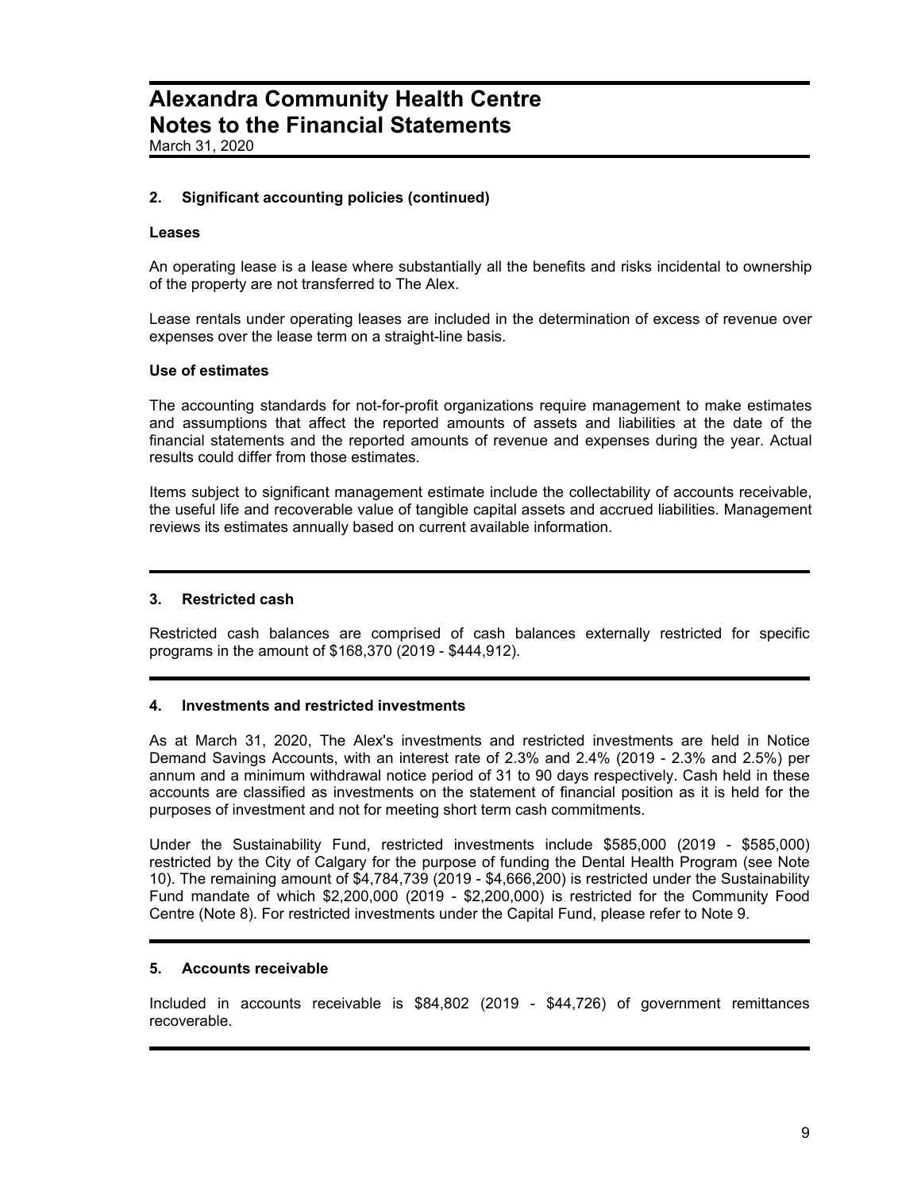# Alexandra Community Health Centre
# Notes to the Financial Statements

March 31, 2020

## 2. Significant accounting policies (continued)

### Leases

An operating lease is a lease where substantially all the benefits and risks incidental to ownership of the property are not transferred to The Alex.

Lease rentals under operating leases are included in the determination of excess of revenue over expenses over the lease term on a straight-line basis.

### Use of estimates

The accounting standards for not-for-profit organizations require management to make estimates and assumptions that affect the reported amounts of assets and liabilities at the date of the financial statements and the reported amounts of revenue and expenses during the year. Actual results could differ from those estimates.

Items subject to significant management estimate include the collectability of accounts receivable, the useful life and recoverable value of tangible capital assets and accrued liabilities. Management reviews its estimates annually based on current available information.

## 3. Restricted cash

Restricted cash balances are comprised of cash balances externally restricted for specific programs in the amount of $168,370 (2019 - $444,912).

## 4. Investments and restricted investments

As at March 31, 2020, The Alex's investments and restricted investments are held in Notice Demand Savings Accounts, with an interest rate of 2.3% and 2.4% (2019 - 2.3% and 2.5%) per annum and a minimum withdrawal notice period of 31 to 90 days respectively. Cash held in these accounts are classified as investments on the statement of financial position as it is held for the purposes of investment and not for meeting short term cash commitments.

Under the Sustainability Fund, restricted investments include $585,000 (2019 - $585,000) restricted by the City of Calgary for the purpose of funding the Dental Health Program (see Note 10). The remaining amount of $4,784,739 (2019 - $4,666,200) is restricted under the Sustainability Fund mandate of which $2,200,000 (2019 - $2,200,000) is restricted for the Community Food Centre (Note 8). For restricted investments under the Capital Fund, please refer to Note 9.

## 5. Accounts receivable

Included in accounts receivable is $84,802 (2019 - $44,726) of government remittances recoverable.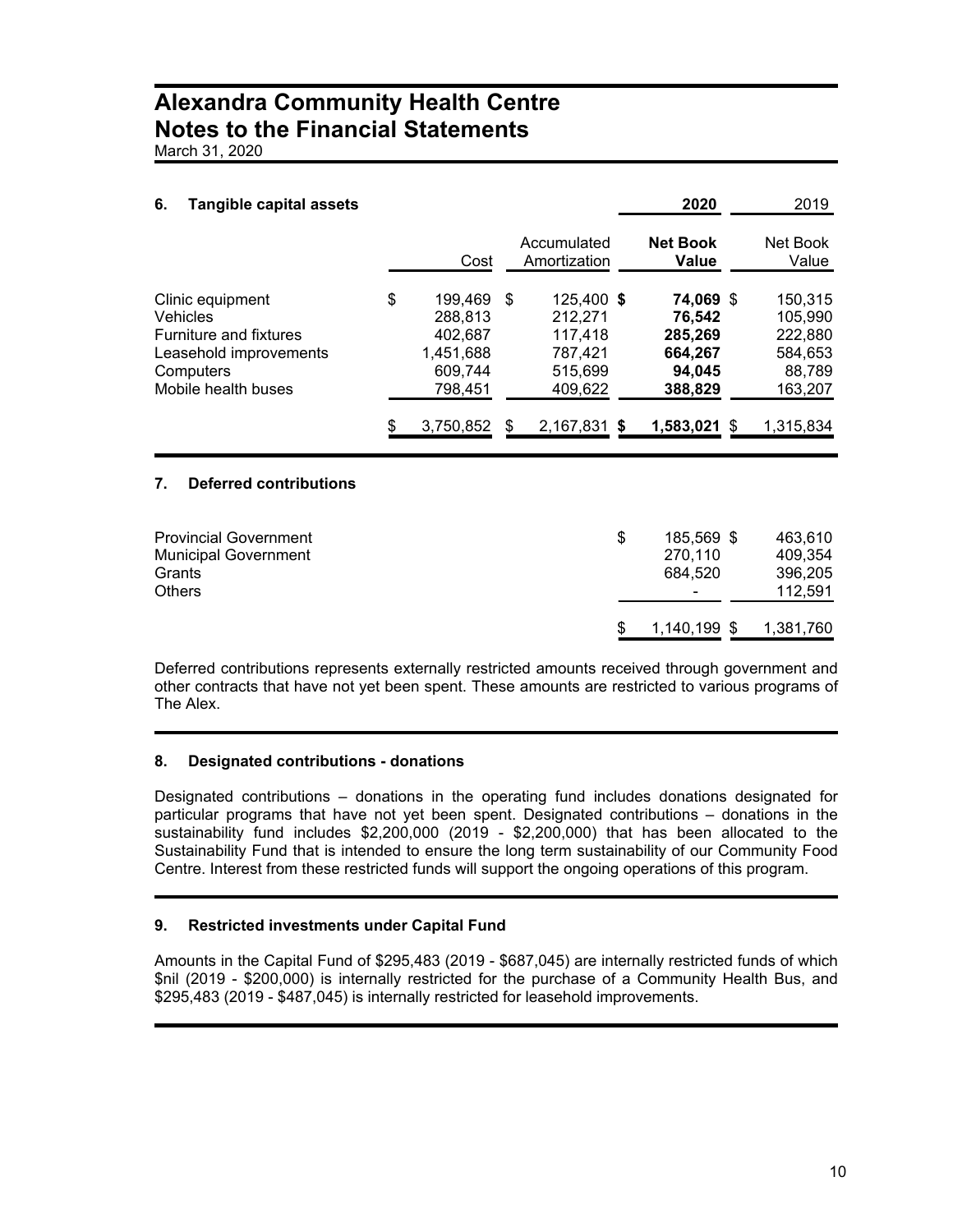# Alexandra Community Health Centre
# Notes to the Financial Statements
March 31, 2020

## 6. Tangible capital assets

| | | | 2020 | 2019 |
|---|---|---|---|---|
| | Cost | Accumulated Amortization | **Net Book Value** | Net Book Value |
| Clinic equipment | $ 199,469 | $ 125,400 | **$ 74,069** | $ 150,315 |
| Vehicles | 288,813 | 212,271 | **76,542** | 105,990 |
| Furniture and fixtures | 402,687 | 117,418 | **285,269** | 222,880 |
| Leasehold improvements | 1,451,688 | 787,421 | **664,267** | 584,653 |
| Computers | 609,744 | 515,699 | **94,045** | 88,789 |
| Mobile health buses | 798,451 | 409,622 | **388,829** | 163,207 |
| | $ 3,750,852 | $ 2,167,831 | **$ 1,583,021** | $ 1,315,834 |

## 7. Deferred contributions

| | 2020 | 2019 |
|---|---|---|
| Provincial Government | $ 185,569 | $ 463,610 |
| Municipal Government | 270,110 | 409,354 |
| Grants | 684,520 | 396,205 |
| Others | - | 112,591 |
| | $ 1,140,199 | $ 1,381,760 |

Deferred contributions represents externally restricted amounts received through government and other contracts that have not yet been spent. These amounts are restricted to various programs of The Alex.

## 8. Designated contributions - donations

Designated contributions – donations in the operating fund includes donations designated for particular programs that have not yet been spent. Designated contributions – donations in the sustainability fund includes $2,200,000 (2019 - $2,200,000) that has been allocated to the Sustainability Fund that is intended to ensure the long term sustainability of our Community Food Centre. Interest from these restricted funds will support the ongoing operations of this program.

## 9. Restricted investments under Capital Fund

Amounts in the Capital Fund of $295,483 (2019 - $687,045) are internally restricted funds of which $nil (2019 - $200,000) is internally restricted for the purchase of a Community Health Bus, and $295,483 (2019 - $487,045) is internally restricted for leasehold improvements.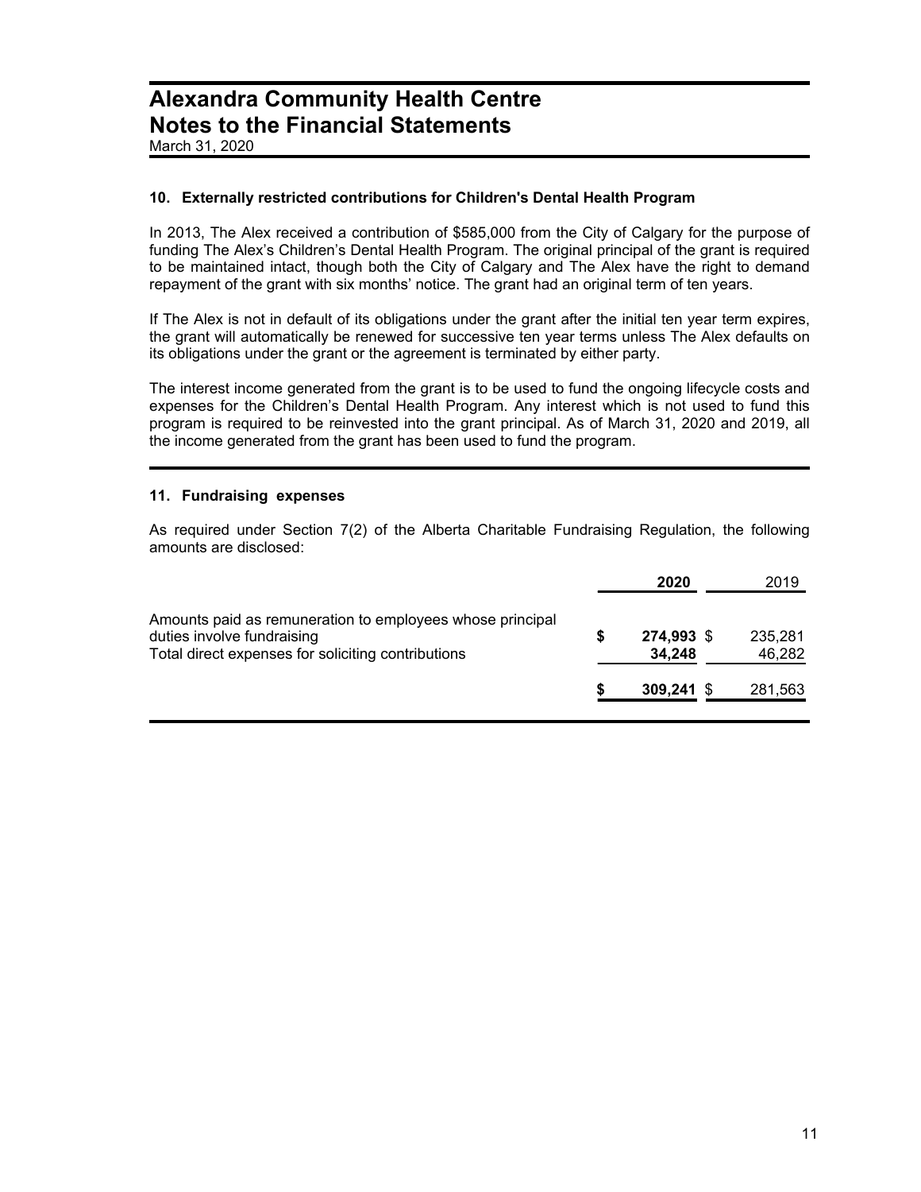# Alexandra Community Health Centre
# Notes to the Financial Statements

March 31, 2020

### 10. Externally restricted contributions for Children's Dental Health Program

In 2013, The Alex received a contribution of $585,000 from the City of Calgary for the purpose of funding The Alex's Children's Dental Health Program. The original principal of the grant is required to be maintained intact, though both the City of Calgary and The Alex have the right to demand repayment of the grant with six months' notice. The grant had an original term of ten years.

If The Alex is not in default of its obligations under the grant after the initial ten year term expires, the grant will automatically be renewed for successive ten year terms unless The Alex defaults on its obligations under the grant or the agreement is terminated by either party.

The interest income generated from the grant is to be used to fund the ongoing lifecycle costs and expenses for the Children's Dental Health Program. Any interest which is not used to fund this program is required to be reinvested into the grant principal. As of March 31, 2020 and 2019, all the income generated from the grant has been used to fund the program.

### 11. Fundraising expenses

As required under Section 7(2) of the Alberta Charitable Fundraising Regulation, the following amounts are disclosed:

| | **2020** | 2019 |
|---|---|---|
| Amounts paid as remuneration to employees whose principal duties involve fundraising | **$ 274,993** | $ 235,281 |
| Total direct expenses for soliciting contributions | **34,248** | 46,282 |
| | **$ 309,241** | $ 281,563 |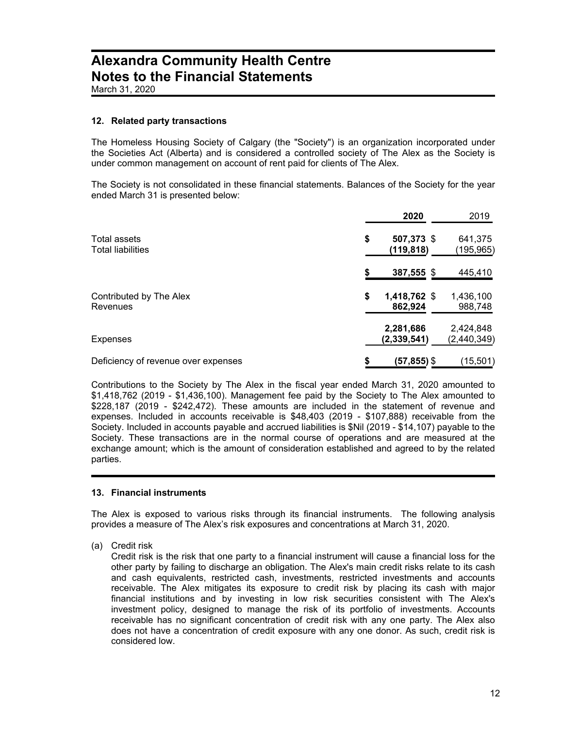### 12. Related party transactions

The Homeless Housing Society of Calgary (the "Society") is an organization incorporated under the Societies Act (Alberta) and is considered a controlled society of The Alex as the Society is under common management on account of rent paid for clients of The Alex.

The Society is not consolidated in these financial statements. Balances of the Society for the year ended March 31 is presented below:

| | 2020 | 2019 |
|---|---|---|
| Total assets | $ **507,373** | $ 641,375 |
| Total liabilities | **(119,818)** | (195,965) |
| | $ **387,555** | $ 445,410 |
| Contributed by The Alex | $ **1,418,762** | $ 1,436,100 |
| Revenues | **862,924** | 988,748 |
| | **2,281,686** | 2,424,848 |
| Expenses | **(2,339,541)** | (2,440,349) |
| Deficiency of revenue over expenses | $ **(57,855)** | $ (15,501) |

Contributions to the Society by The Alex in the fiscal year ended March 31, 2020 amounted to $1,418,762 (2019 - $1,436,100). Management fee paid by the Society to The Alex amounted to $228,187 (2019 - $242,472). These amounts are included in the statement of revenue and expenses. Included in accounts receivable is $48,403 (2019 - $107,888) receivable from the Society. Included in accounts payable and accrued liabilities is $Nil (2019 - $14,107) payable to the Society. These transactions are in the normal course of operations and are measured at the exchange amount; which is the amount of consideration established and agreed to by the related parties.

### 13. Financial instruments

The Alex is exposed to various risks through its financial instruments. The following analysis provides a measure of The Alex's risk exposures and concentrations at March 31, 2020.

(a) Credit risk

Credit risk is the risk that one party to a financial instrument will cause a financial loss for the other party by failing to discharge an obligation. The Alex's main credit risks relate to its cash and cash equivalents, restricted cash, investments, restricted investments and accounts receivable. The Alex mitigates its exposure to credit risk by placing its cash with major financial institutions and by investing in low risk securities consistent with The Alex's investment policy, designed to manage the risk of its portfolio of investments. Accounts receivable has no significant concentration of credit risk with any one party. The Alex also does not have a concentration of credit exposure with any one donor. As such, credit risk is considered low.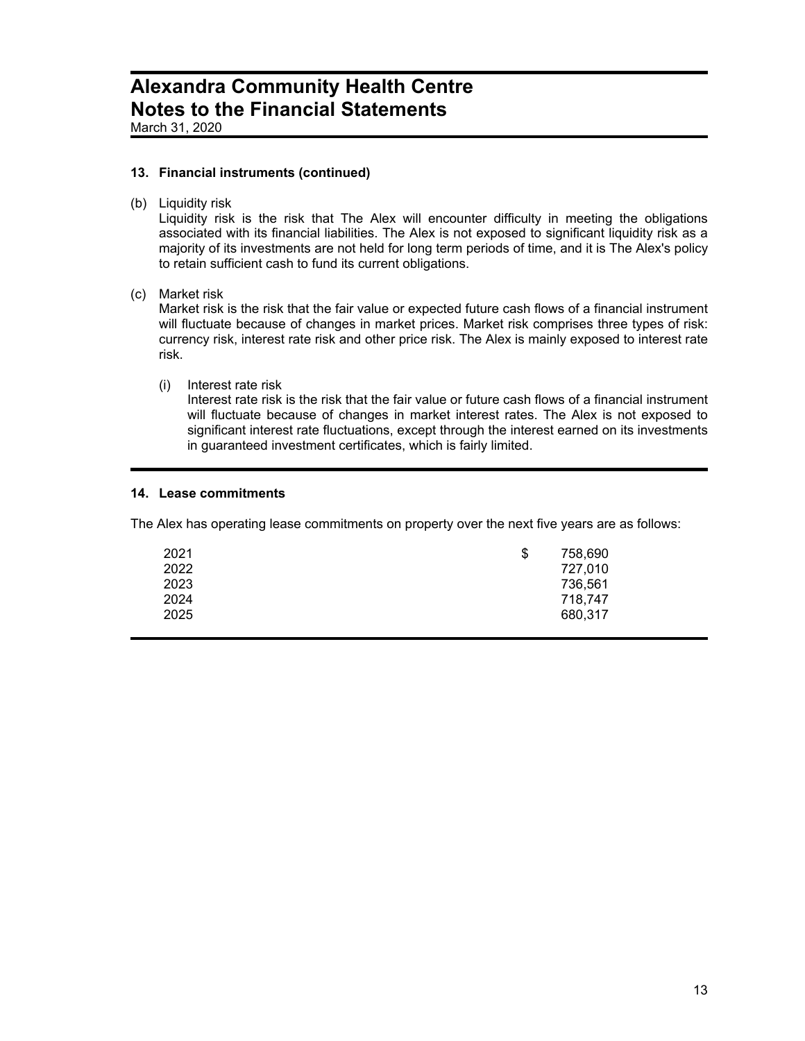## 13. Financial instruments (continued)

(b) Liquidity risk

Liquidity risk is the risk that The Alex will encounter difficulty in meeting the obligations associated with its financial liabilities. The Alex is not exposed to significant liquidity risk as a majority of its investments are not held for long term periods of time, and it is The Alex's policy to retain sufficient cash to fund its current obligations.

(c) Market risk

Market risk is the risk that the fair value or expected future cash flows of a financial instrument will fluctuate because of changes in market prices. Market risk comprises three types of risk: currency risk, interest rate risk and other price risk. The Alex is mainly exposed to interest rate risk.

(i) Interest rate risk

Interest rate risk is the risk that the fair value or future cash flows of a financial instrument will fluctuate because of changes in market interest rates. The Alex is not exposed to significant interest rate fluctuations, except through the interest earned on its investments in guaranteed investment certificates, which is fairly limited.

## 14. Lease commitments

The Alex has operating lease commitments on property over the next five years are as follows:

| | |
|---|---|
| 2021 | $ 758,690 |
| 2022 | 727,010 |
| 2023 | 736,561 |
| 2024 | 718,747 |
| 2025 | 680,317 |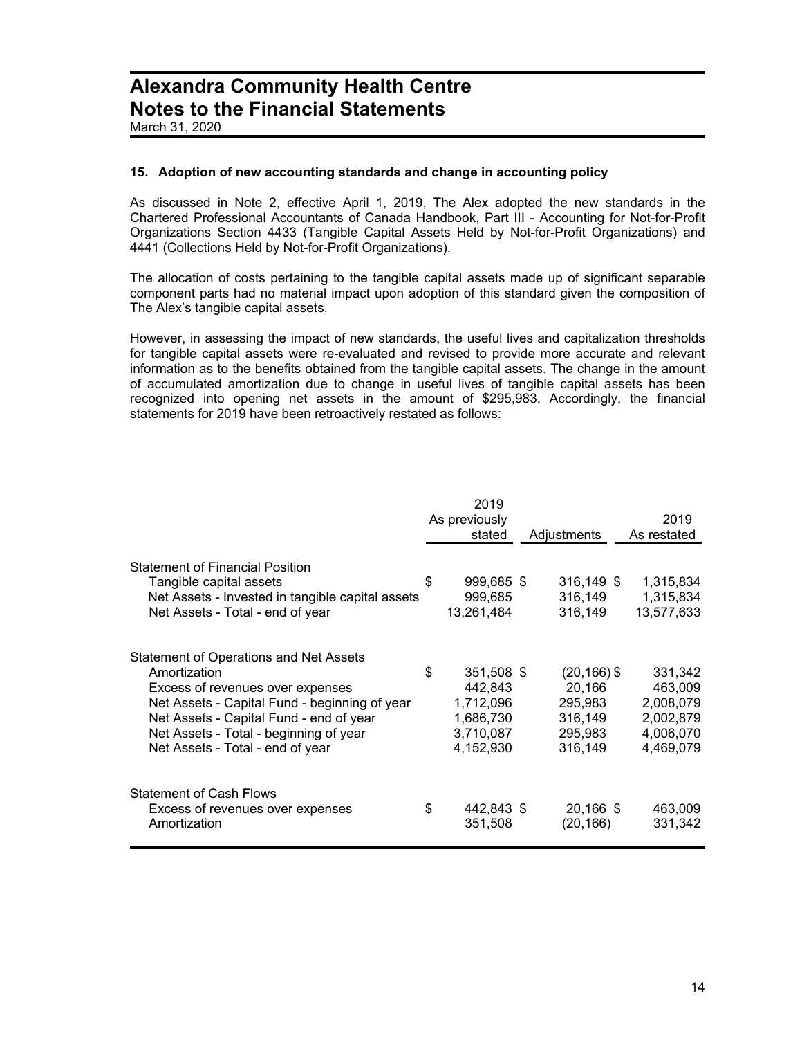# Alexandra Community Health Centre
# Notes to the Financial Statements

March 31, 2020

### 15. Adoption of new accounting standards and change in accounting policy

As discussed in Note 2, effective April 1, 2019, The Alex adopted the new standards in the Chartered Professional Accountants of Canada Handbook, Part III - Accounting for Not-for-Profit Organizations Section 4433 (Tangible Capital Assets Held by Not-for-Profit Organizations) and 4441 (Collections Held by Not-for-Profit Organizations).

The allocation of costs pertaining to the tangible capital assets made up of significant separable component parts had no material impact upon adoption of this standard given the composition of The Alex's tangible capital assets.

However, in assessing the impact of new standards, the useful lives and capitalization thresholds for tangible capital assets were re-evaluated and revised to provide more accurate and relevant information as to the benefits obtained from the tangible capital assets. The change in the amount of accumulated amortization due to change in useful lives of tangible capital assets has been recognized into opening net assets in the amount of $295,983. Accordingly, the financial statements for 2019 have been retroactively restated as follows:

| | 2019 As previously stated | Adjustments | 2019 As restated |
|---|---|---|---|
| **Statement of Financial Position** | | | |
| Tangible capital assets | $ 999,685 | $ 316,149 | $ 1,315,834 |
| Net Assets - Invested in tangible capital assets | 999,685 | 316,149 | 1,315,834 |
| Net Assets - Total - end of year | 13,261,484 | 316,149 | 13,577,633 |
| **Statement of Operations and Net Assets** | | | |
| Amortization | $ 351,508 | $ (20,166) | $ 331,342 |
| Excess of revenues over expenses | 442,843 | 20,166 | 463,009 |
| Net Assets - Capital Fund - beginning of year | 1,712,096 | 295,983 | 2,008,079 |
| Net Assets - Capital Fund - end of year | 1,686,730 | 316,149 | 2,002,879 |
| Net Assets - Total - beginning of year | 3,710,087 | 295,983 | 4,006,070 |
| Net Assets - Total - end of year | 4,152,930 | 316,149 | 4,469,079 |
| **Statement of Cash Flows** | | | |
| Excess of revenues over expenses | $ 442,843 | $ 20,166 | $ 463,009 |
| Amortization | 351,508 | (20,166) | 331,342 |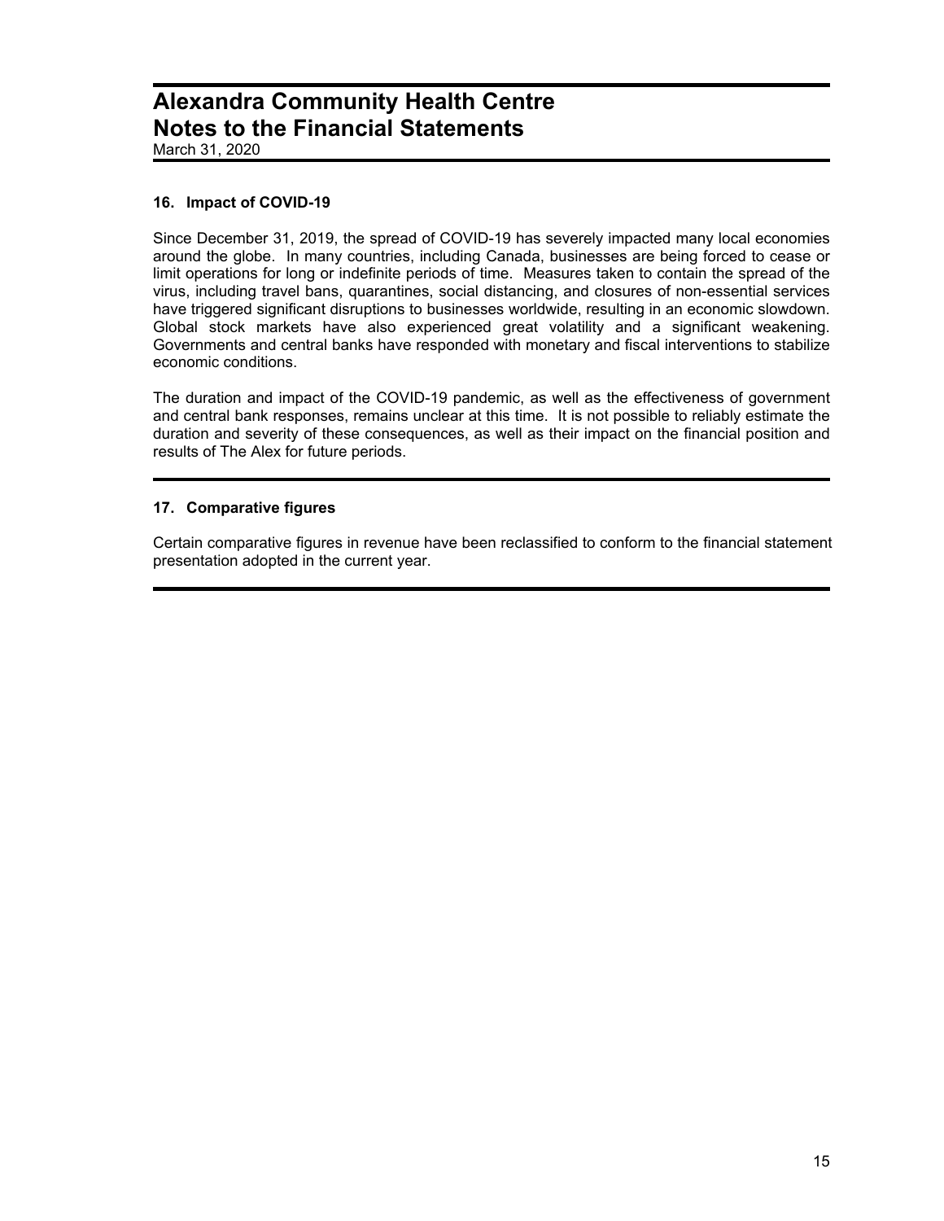## 16. Impact of COVID-19

Since December 31, 2019, the spread of COVID-19 has severely impacted many local economies around the globe. In many countries, including Canada, businesses are being forced to cease or limit operations for long or indefinite periods of time. Measures taken to contain the spread of the virus, including travel bans, quarantines, social distancing, and closures of non-essential services have triggered significant disruptions to businesses worldwide, resulting in an economic slowdown. Global stock markets have also experienced great volatility and a significant weakening. Governments and central banks have responded with monetary and fiscal interventions to stabilize economic conditions.

The duration and impact of the COVID-19 pandemic, as well as the effectiveness of government and central bank responses, remains unclear at this time. It is not possible to reliably estimate the duration and severity of these consequences, as well as their impact on the financial position and results of The Alex for future periods.

## 17. Comparative figures

Certain comparative figures in revenue have been reclassified to conform to the financial statement presentation adopted in the current year.